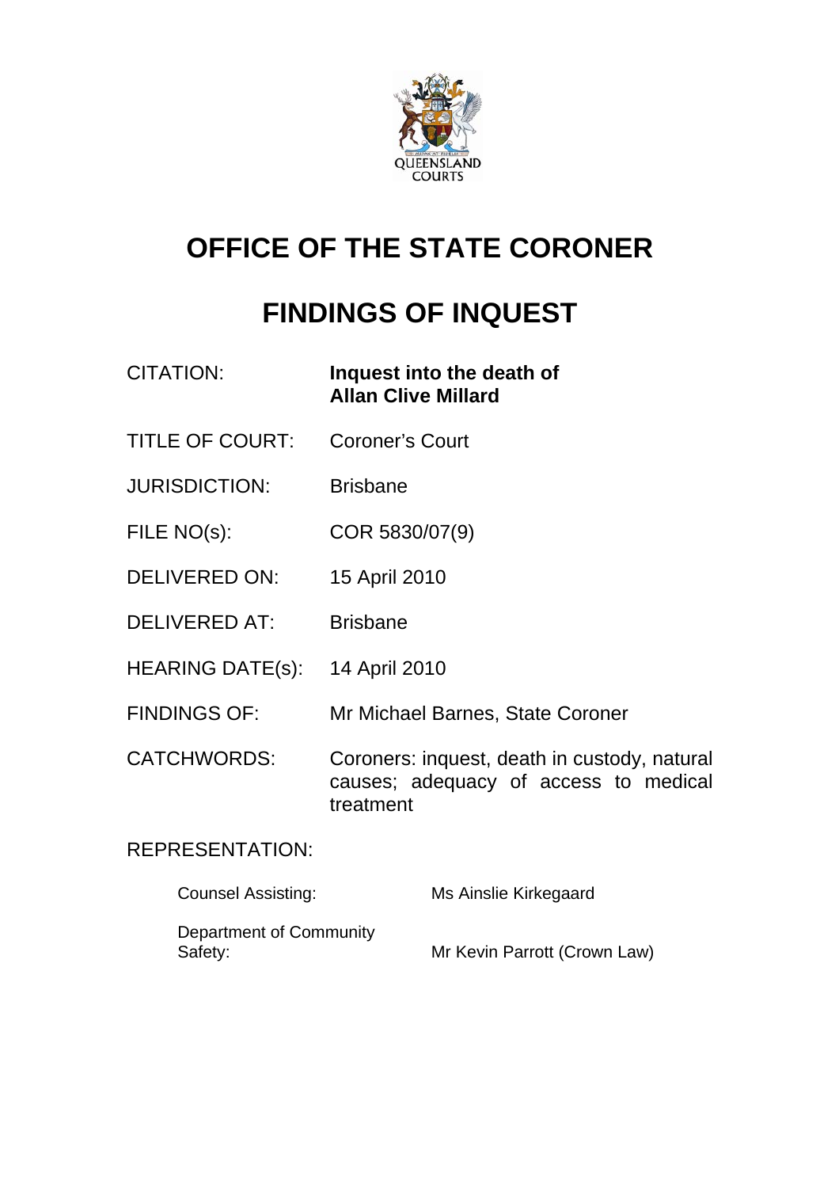QUEENSLAND COURTS

# OFFICE OF THE STATE CORONER

# FINDINGS OF INQUEST

| | |
|---|---|
| CITATION: | **Inquest into the death of Allan Clive Millard** |
| TITLE OF COURT: | Coroner's Court |
| JURISDICTION: | Brisbane |
| FILE NO(s): | COR 5830/07(9) |
| DELIVERED ON: | 15 April 2010 |
| DELIVERED AT: | Brisbane |
| HEARING DATE(s): | 14 April 2010 |
| FINDINGS OF: | Mr Michael Barnes, State Coroner |
| CATCHWORDS: | Coroners: inquest, death in custody, natural causes; adequacy of access to medical treatment |

REPRESENTATION:

| | |
|---|---|
| Counsel Assisting: | Ms Ainslie Kirkegaard |
| Department of Community Safety: | Mr Kevin Parrott (Crown Law) |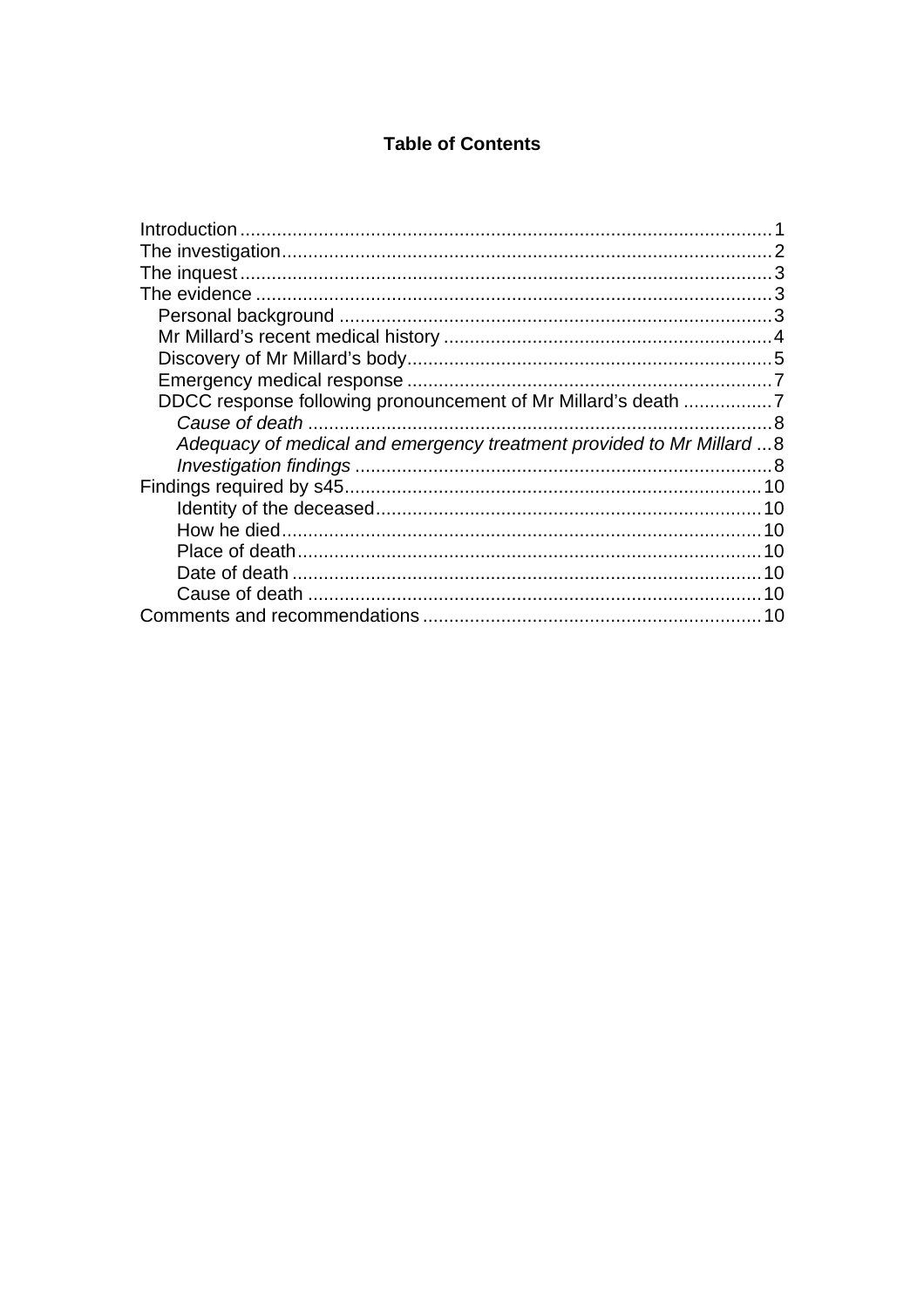# Table of Contents

- Introduction ..... 1
- The investigation ..... 2
- The inquest ..... 3
- The evidence ..... 3
  - Personal background ..... 3
  - Mr Millard's recent medical history ..... 4
  - Discovery of Mr Millard's body ..... 5
  - Emergency medical response ..... 7
  - DDCC response following pronouncement of Mr Millard's death ..... 7
    - *Cause of death* ..... 8
    - *Adequacy of medical and emergency treatment provided to Mr Millard* ..... 8
    - *Investigation findings* ..... 8
- Findings required by s45 ..... 10
  - Identity of the deceased ..... 10
  - How he died ..... 10
  - Place of death ..... 10
  - Date of death ..... 10
  - Cause of death ..... 10
- Comments and recommendations ..... 10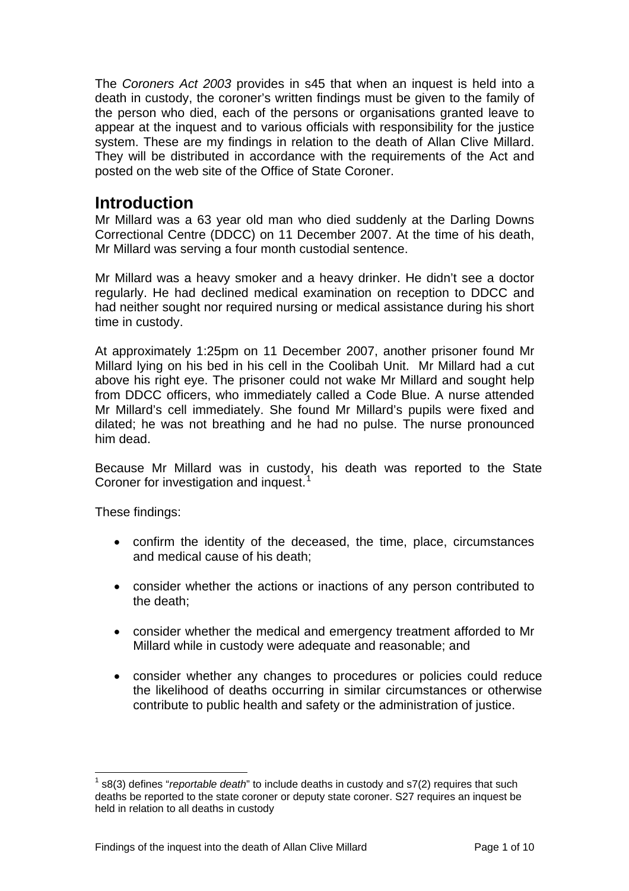The *Coroners Act 2003* provides in s45 that when an inquest is held into a death in custody, the coroner's written findings must be given to the family of the person who died, each of the persons or organisations granted leave to appear at the inquest and to various officials with responsibility for the justice system. These are my findings in relation to the death of Allan Clive Millard. They will be distributed in accordance with the requirements of the Act and posted on the web site of the Office of State Coroner.

## Introduction

Mr Millard was a 63 year old man who died suddenly at the Darling Downs Correctional Centre (DDCC) on 11 December 2007. At the time of his death, Mr Millard was serving a four month custodial sentence.

Mr Millard was a heavy smoker and a heavy drinker. He didn't see a doctor regularly. He had declined medical examination on reception to DDCC and had neither sought nor required nursing or medical assistance during his short time in custody.

At approximately 1:25pm on 11 December 2007, another prisoner found Mr Millard lying on his bed in his cell in the Coolibah Unit. Mr Millard had a cut above his right eye. The prisoner could not wake Mr Millard and sought help from DDCC officers, who immediately called a Code Blue. A nurse attended Mr Millard's cell immediately. She found Mr Millard's pupils were fixed and dilated; he was not breathing and he had no pulse. The nurse pronounced him dead.

Because Mr Millard was in custody, his death was reported to the State Coroner for investigation and inquest.[1]

These findings:

- confirm the identity of the deceased, the time, place, circumstances and medical cause of his death;
- consider whether the actions or inactions of any person contributed to the death;
- consider whether the medical and emergency treatment afforded to Mr Millard while in custody were adequate and reasonable; and
- consider whether any changes to procedures or policies could reduce the likelihood of deaths occurring in similar circumstances or otherwise contribute to public health and safety or the administration of justice.

[1] s8(3) defines "*reportable death*" to include deaths in custody and s7(2) requires that such deaths be reported to the state coroner or deputy state coroner. S27 requires an inquest be held in relation to all deaths in custody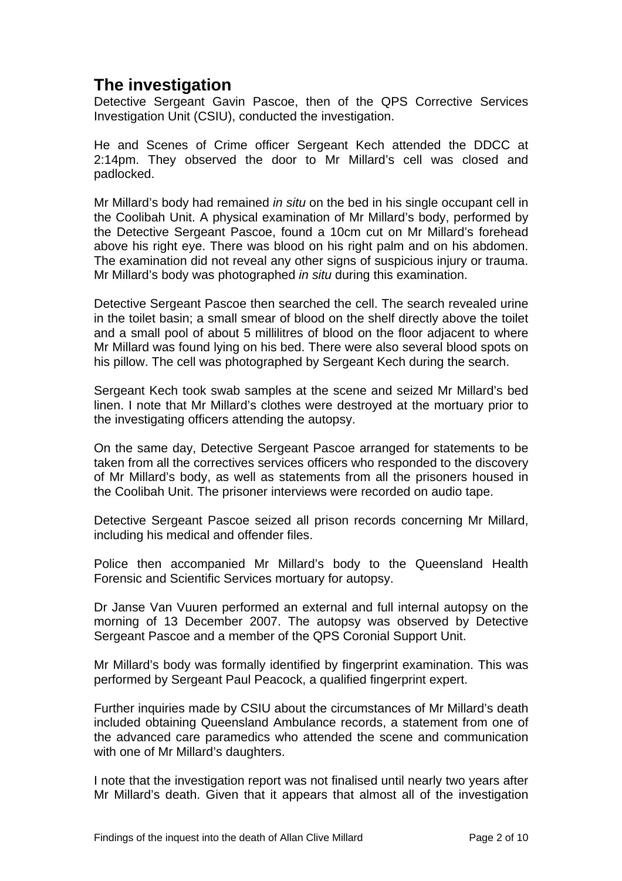## The investigation

Detective Sergeant Gavin Pascoe, then of the QPS Corrective Services Investigation Unit (CSIU), conducted the investigation.

He and Scenes of Crime officer Sergeant Kech attended the DDCC at 2:14pm. They observed the door to Mr Millard's cell was closed and padlocked.

Mr Millard's body had remained *in situ* on the bed in his single occupant cell in the Coolibah Unit. A physical examination of Mr Millard's body, performed by the Detective Sergeant Pascoe, found a 10cm cut on Mr Millard's forehead above his right eye. There was blood on his right palm and on his abdomen. The examination did not reveal any other signs of suspicious injury or trauma. Mr Millard's body was photographed *in situ* during this examination.

Detective Sergeant Pascoe then searched the cell. The search revealed urine in the toilet basin; a small smear of blood on the shelf directly above the toilet and a small pool of about 5 millilitres of blood on the floor adjacent to where Mr Millard was found lying on his bed. There were also several blood spots on his pillow. The cell was photographed by Sergeant Kech during the search.

Sergeant Kech took swab samples at the scene and seized Mr Millard's bed linen. I note that Mr Millard's clothes were destroyed at the mortuary prior to the investigating officers attending the autopsy.

On the same day, Detective Sergeant Pascoe arranged for statements to be taken from all the correctives services officers who responded to the discovery of Mr Millard's body, as well as statements from all the prisoners housed in the Coolibah Unit. The prisoner interviews were recorded on audio tape.

Detective Sergeant Pascoe seized all prison records concerning Mr Millard, including his medical and offender files.

Police then accompanied Mr Millard's body to the Queensland Health Forensic and Scientific Services mortuary for autopsy.

Dr Janse Van Vuuren performed an external and full internal autopsy on the morning of 13 December 2007. The autopsy was observed by Detective Sergeant Pascoe and a member of the QPS Coronial Support Unit.

Mr Millard's body was formally identified by fingerprint examination. This was performed by Sergeant Paul Peacock, a qualified fingerprint expert.

Further inquiries made by CSIU about the circumstances of Mr Millard's death included obtaining Queensland Ambulance records, a statement from one of the advanced care paramedics who attended the scene and communication with one of Mr Millard's daughters.

I note that the investigation report was not finalised until nearly two years after Mr Millard's death. Given that it appears that almost all of the investigation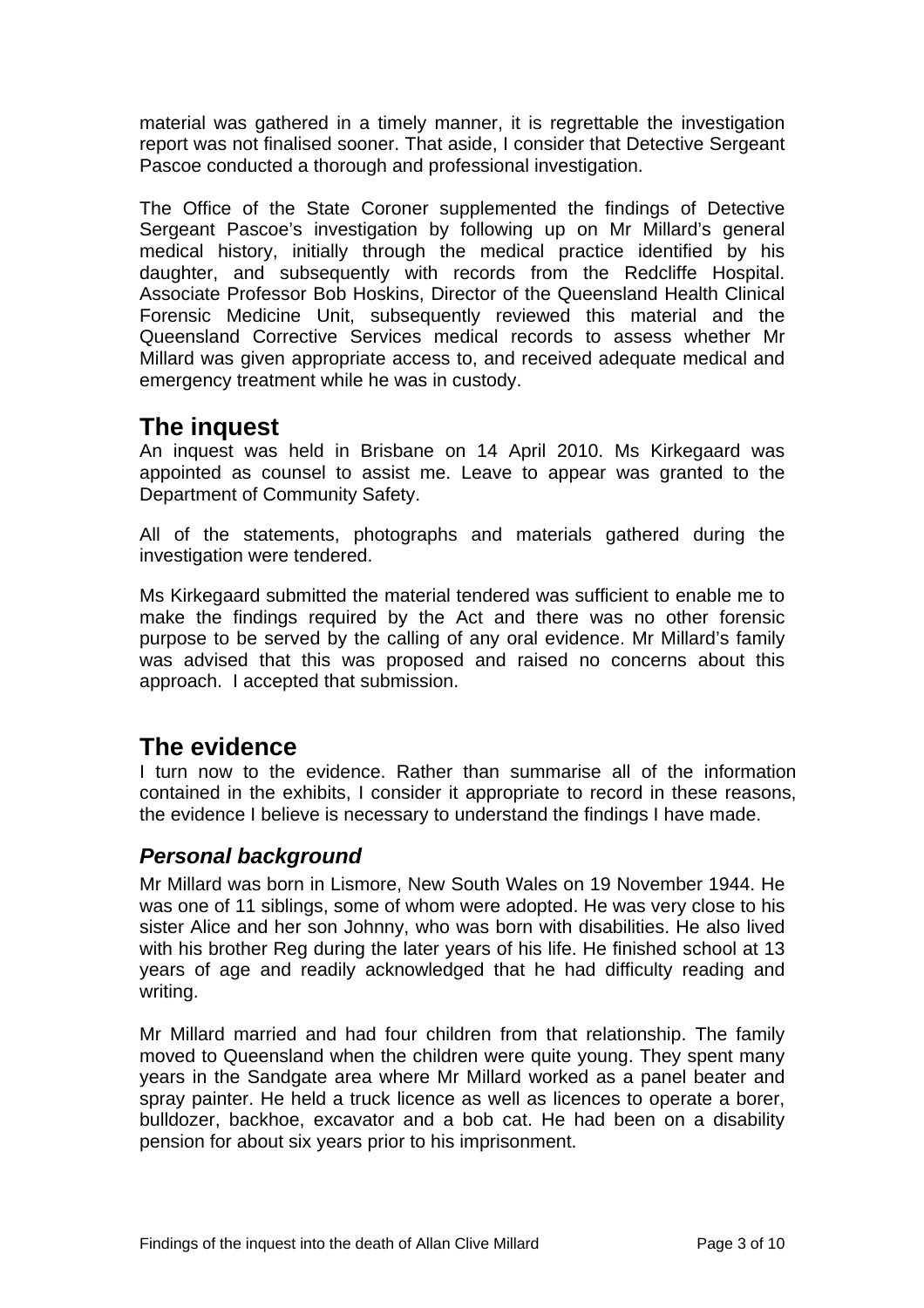material was gathered in a timely manner, it is regrettable the investigation report was not finalised sooner. That aside, I consider that Detective Sergeant Pascoe conducted a thorough and professional investigation.

The Office of the State Coroner supplemented the findings of Detective Sergeant Pascoe's investigation by following up on Mr Millard's general medical history, initially through the medical practice identified by his daughter, and subsequently with records from the Redcliffe Hospital. Associate Professor Bob Hoskins, Director of the Queensland Health Clinical Forensic Medicine Unit, subsequently reviewed this material and the Queensland Corrective Services medical records to assess whether Mr Millard was given appropriate access to, and received adequate medical and emergency treatment while he was in custody.

## The inquest

An inquest was held in Brisbane on 14 April 2010. Ms Kirkegaard was appointed as counsel to assist me. Leave to appear was granted to the Department of Community Safety.

All of the statements, photographs and materials gathered during the investigation were tendered.

Ms Kirkegaard submitted the material tendered was sufficient to enable me to make the findings required by the Act and there was no other forensic purpose to be served by the calling of any oral evidence. Mr Millard's family was advised that this was proposed and raised no concerns about this approach. I accepted that submission.

## The evidence

I turn now to the evidence. Rather than summarise all of the information contained in the exhibits, I consider it appropriate to record in these reasons, the evidence I believe is necessary to understand the findings I have made.

### *Personal background*

Mr Millard was born in Lismore, New South Wales on 19 November 1944. He was one of 11 siblings, some of whom were adopted. He was very close to his sister Alice and her son Johnny, who was born with disabilities. He also lived with his brother Reg during the later years of his life. He finished school at 13 years of age and readily acknowledged that he had difficulty reading and writing.

Mr Millard married and had four children from that relationship. The family moved to Queensland when the children were quite young. They spent many years in the Sandgate area where Mr Millard worked as a panel beater and spray painter. He held a truck licence as well as licences to operate a borer, bulldozer, backhoe, excavator and a bob cat. He had been on a disability pension for about six years prior to his imprisonment.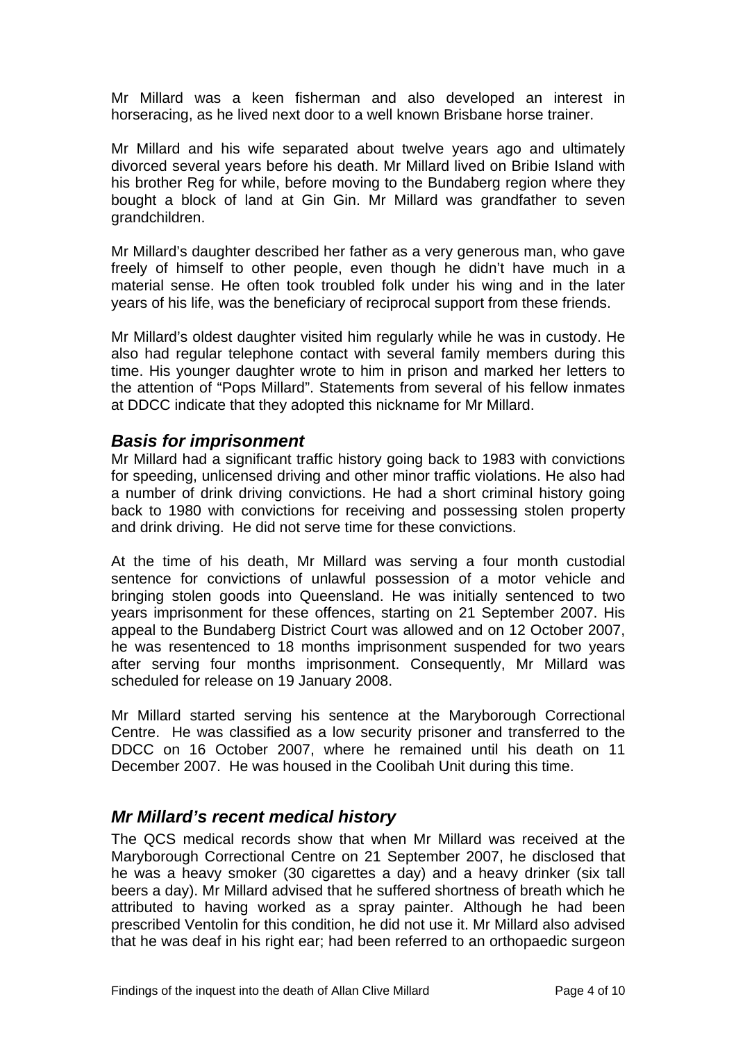Mr Millard was a keen fisherman and also developed an interest in horseracing, as he lived next door to a well known Brisbane horse trainer.

Mr Millard and his wife separated about twelve years ago and ultimately divorced several years before his death. Mr Millard lived on Bribie Island with his brother Reg for while, before moving to the Bundaberg region where they bought a block of land at Gin Gin. Mr Millard was grandfather to seven grandchildren.

Mr Millard's daughter described her father as a very generous man, who gave freely of himself to other people, even though he didn't have much in a material sense. He often took troubled folk under his wing and in the later years of his life, was the beneficiary of reciprocal support from these friends.

Mr Millard's oldest daughter visited him regularly while he was in custody. He also had regular telephone contact with several family members during this time. His younger daughter wrote to him in prison and marked her letters to the attention of "Pops Millard". Statements from several of his fellow inmates at DDCC indicate that they adopted this nickname for Mr Millard.

## *Basis for imprisonment*

Mr Millard had a significant traffic history going back to 1983 with convictions for speeding, unlicensed driving and other minor traffic violations. He also had a number of drink driving convictions. He had a short criminal history going back to 1980 with convictions for receiving and possessing stolen property and drink driving. He did not serve time for these convictions.

At the time of his death, Mr Millard was serving a four month custodial sentence for convictions of unlawful possession of a motor vehicle and bringing stolen goods into Queensland. He was initially sentenced to two years imprisonment for these offences, starting on 21 September 2007. His appeal to the Bundaberg District Court was allowed and on 12 October 2007, he was resentenced to 18 months imprisonment suspended for two years after serving four months imprisonment. Consequently, Mr Millard was scheduled for release on 19 January 2008.

Mr Millard started serving his sentence at the Maryborough Correctional Centre. He was classified as a low security prisoner and transferred to the DDCC on 16 October 2007, where he remained until his death on 11 December 2007. He was housed in the Coolibah Unit during this time.

## *Mr Millard's recent medical history*

The QCS medical records show that when Mr Millard was received at the Maryborough Correctional Centre on 21 September 2007, he disclosed that he was a heavy smoker (30 cigarettes a day) and a heavy drinker (six tall beers a day). Mr Millard advised that he suffered shortness of breath which he attributed to having worked as a spray painter. Although he had been prescribed Ventolin for this condition, he did not use it. Mr Millard also advised that he was deaf in his right ear; had been referred to an orthopaedic surgeon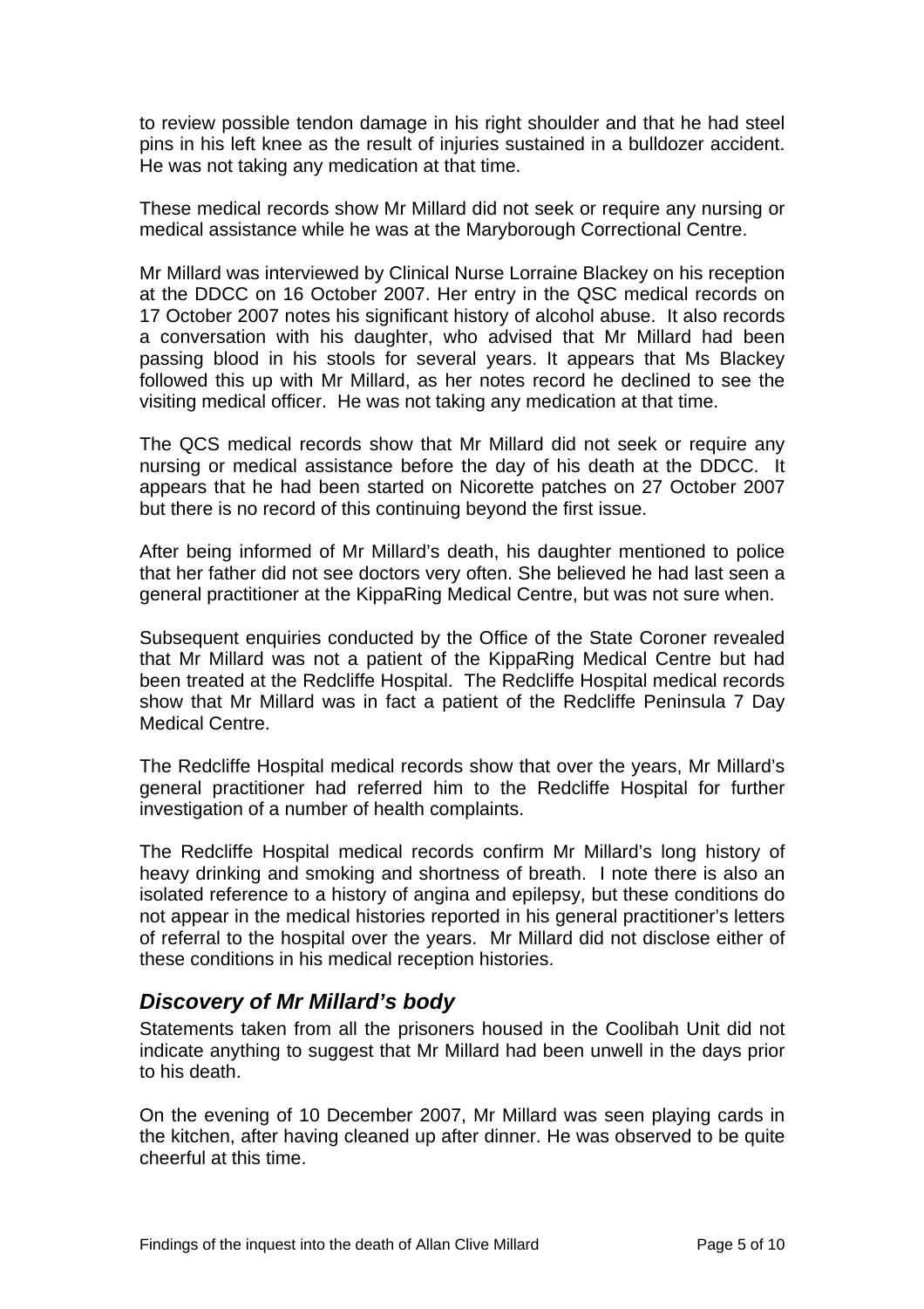to review possible tendon damage in his right shoulder and that he had steel pins in his left knee as the result of injuries sustained in a bulldozer accident. He was not taking any medication at that time.

These medical records show Mr Millard did not seek or require any nursing or medical assistance while he was at the Maryborough Correctional Centre.

Mr Millard was interviewed by Clinical Nurse Lorraine Blackey on his reception at the DDCC on 16 October 2007. Her entry in the QSC medical records on 17 October 2007 notes his significant history of alcohol abuse. It also records a conversation with his daughter, who advised that Mr Millard had been passing blood in his stools for several years. It appears that Ms Blackey followed this up with Mr Millard, as her notes record he declined to see the visiting medical officer. He was not taking any medication at that time.

The QCS medical records show that Mr Millard did not seek or require any nursing or medical assistance before the day of his death at the DDCC. It appears that he had been started on Nicorette patches on 27 October 2007 but there is no record of this continuing beyond the first issue.

After being informed of Mr Millard's death, his daughter mentioned to police that her father did not see doctors very often. She believed he had last seen a general practitioner at the KippaRing Medical Centre, but was not sure when.

Subsequent enquiries conducted by the Office of the State Coroner revealed that Mr Millard was not a patient of the KippaRing Medical Centre but had been treated at the Redcliffe Hospital. The Redcliffe Hospital medical records show that Mr Millard was in fact a patient of the Redcliffe Peninsula 7 Day Medical Centre.

The Redcliffe Hospital medical records show that over the years, Mr Millard's general practitioner had referred him to the Redcliffe Hospital for further investigation of a number of health complaints.

The Redcliffe Hospital medical records confirm Mr Millard's long history of heavy drinking and smoking and shortness of breath. I note there is also an isolated reference to a history of angina and epilepsy, but these conditions do not appear in the medical histories reported in his general practitioner's letters of referral to the hospital over the years. Mr Millard did not disclose either of these conditions in his medical reception histories.

## *Discovery of Mr Millard's body*

Statements taken from all the prisoners housed in the Coolibah Unit did not indicate anything to suggest that Mr Millard had been unwell in the days prior to his death.

On the evening of 10 December 2007, Mr Millard was seen playing cards in the kitchen, after having cleaned up after dinner. He was observed to be quite cheerful at this time.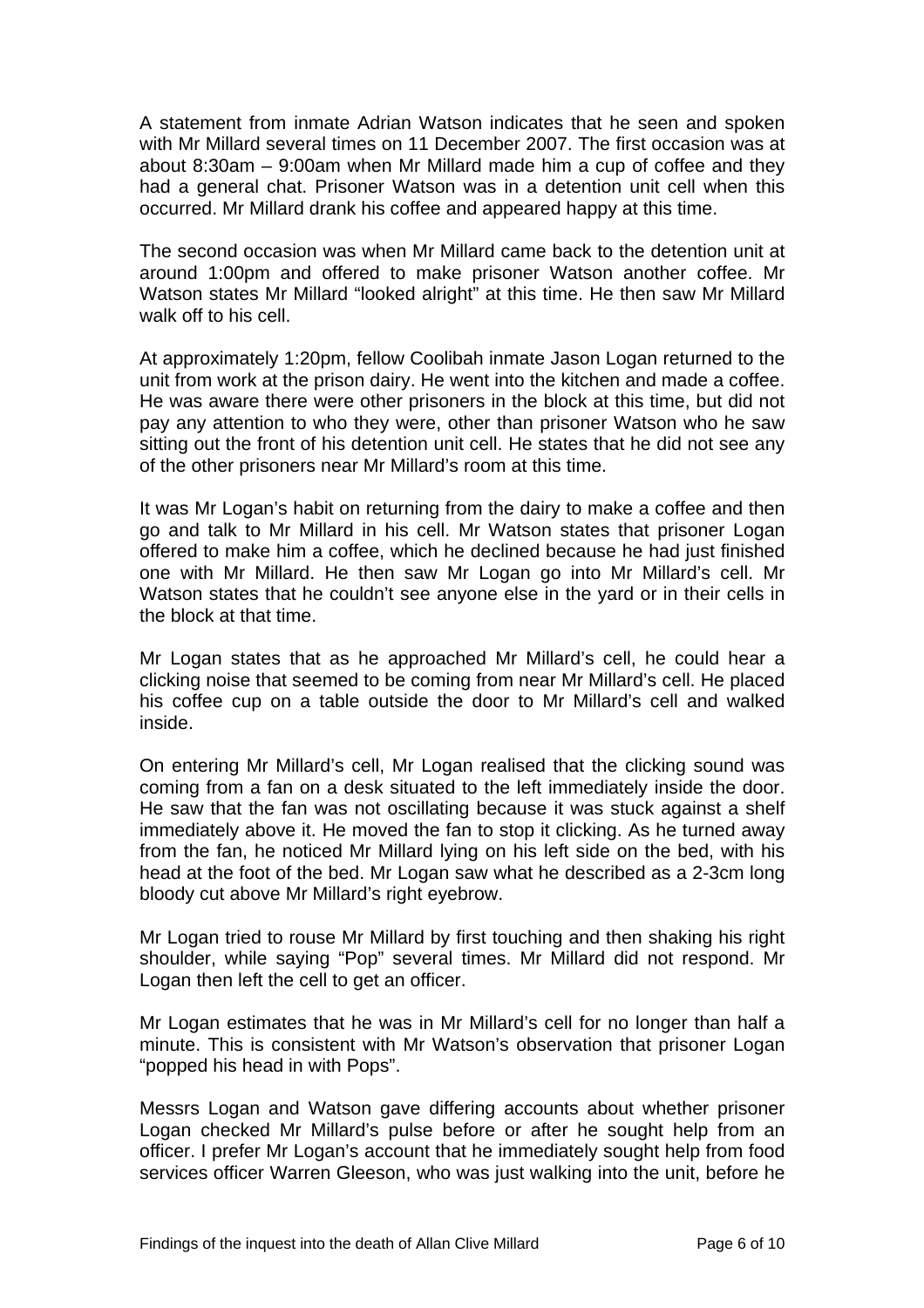A statement from inmate Adrian Watson indicates that he seen and spoken with Mr Millard several times on 11 December 2007. The first occasion was at about 8:30am – 9:00am when Mr Millard made him a cup of coffee and they had a general chat. Prisoner Watson was in a detention unit cell when this occurred. Mr Millard drank his coffee and appeared happy at this time.

The second occasion was when Mr Millard came back to the detention unit at around 1:00pm and offered to make prisoner Watson another coffee. Mr Watson states Mr Millard "looked alright" at this time. He then saw Mr Millard walk off to his cell.

At approximately 1:20pm, fellow Coolibah inmate Jason Logan returned to the unit from work at the prison dairy. He went into the kitchen and made a coffee. He was aware there were other prisoners in the block at this time, but did not pay any attention to who they were, other than prisoner Watson who he saw sitting out the front of his detention unit cell. He states that he did not see any of the other prisoners near Mr Millard's room at this time.

It was Mr Logan's habit on returning from the dairy to make a coffee and then go and talk to Mr Millard in his cell. Mr Watson states that prisoner Logan offered to make him a coffee, which he declined because he had just finished one with Mr Millard. He then saw Mr Logan go into Mr Millard's cell. Mr Watson states that he couldn't see anyone else in the yard or in their cells in the block at that time.

Mr Logan states that as he approached Mr Millard's cell, he could hear a clicking noise that seemed to be coming from near Mr Millard's cell. He placed his coffee cup on a table outside the door to Mr Millard's cell and walked inside.

On entering Mr Millard's cell, Mr Logan realised that the clicking sound was coming from a fan on a desk situated to the left immediately inside the door. He saw that the fan was not oscillating because it was stuck against a shelf immediately above it. He moved the fan to stop it clicking. As he turned away from the fan, he noticed Mr Millard lying on his left side on the bed, with his head at the foot of the bed. Mr Logan saw what he described as a 2-3cm long bloody cut above Mr Millard's right eyebrow.

Mr Logan tried to rouse Mr Millard by first touching and then shaking his right shoulder, while saying "Pop" several times. Mr Millard did not respond. Mr Logan then left the cell to get an officer.

Mr Logan estimates that he was in Mr Millard's cell for no longer than half a minute. This is consistent with Mr Watson's observation that prisoner Logan "popped his head in with Pops".

Messrs Logan and Watson gave differing accounts about whether prisoner Logan checked Mr Millard's pulse before or after he sought help from an officer. I prefer Mr Logan's account that he immediately sought help from food services officer Warren Gleeson, who was just walking into the unit, before he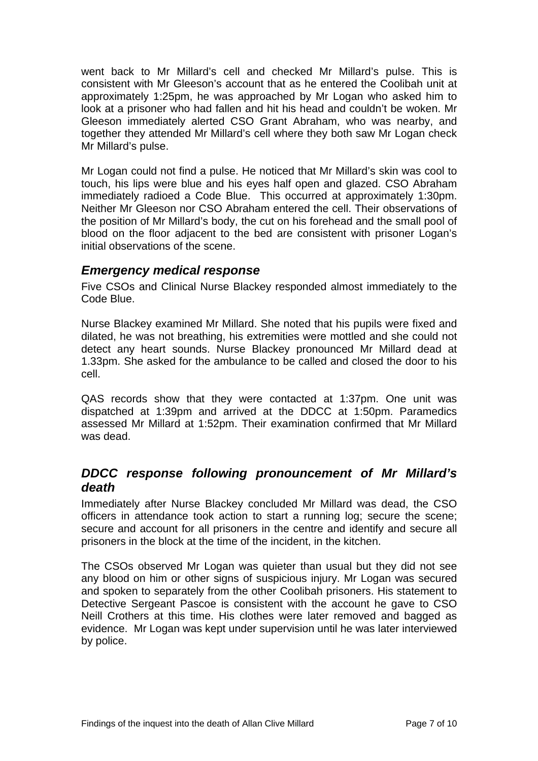went back to Mr Millard's cell and checked Mr Millard's pulse. This is consistent with Mr Gleeson's account that as he entered the Coolibah unit at approximately 1:25pm, he was approached by Mr Logan who asked him to look at a prisoner who had fallen and hit his head and couldn't be woken. Mr Gleeson immediately alerted CSO Grant Abraham, who was nearby, and together they attended Mr Millard's cell where they both saw Mr Logan check Mr Millard's pulse.

Mr Logan could not find a pulse. He noticed that Mr Millard's skin was cool to touch, his lips were blue and his eyes half open and glazed. CSO Abraham immediately radioed a Code Blue. This occurred at approximately 1:30pm. Neither Mr Gleeson nor CSO Abraham entered the cell. Their observations of the position of Mr Millard's body, the cut on his forehead and the small pool of blood on the floor adjacent to the bed are consistent with prisoner Logan's initial observations of the scene.

## *Emergency medical response*

Five CSOs and Clinical Nurse Blackey responded almost immediately to the Code Blue.

Nurse Blackey examined Mr Millard. She noted that his pupils were fixed and dilated, he was not breathing, his extremities were mottled and she could not detect any heart sounds. Nurse Blackey pronounced Mr Millard dead at 1.33pm. She asked for the ambulance to be called and closed the door to his cell.

QAS records show that they were contacted at 1:37pm. One unit was dispatched at 1:39pm and arrived at the DDCC at 1:50pm. Paramedics assessed Mr Millard at 1:52pm. Their examination confirmed that Mr Millard was dead.

## *DDCC response following pronouncement of Mr Millard's death*

Immediately after Nurse Blackey concluded Mr Millard was dead, the CSO officers in attendance took action to start a running log; secure the scene; secure and account for all prisoners in the centre and identify and secure all prisoners in the block at the time of the incident, in the kitchen.

The CSOs observed Mr Logan was quieter than usual but they did not see any blood on him or other signs of suspicious injury. Mr Logan was secured and spoken to separately from the other Coolibah prisoners. His statement to Detective Sergeant Pascoe is consistent with the account he gave to CSO Neill Crothers at this time. His clothes were later removed and bagged as evidence. Mr Logan was kept under supervision until he was later interviewed by police.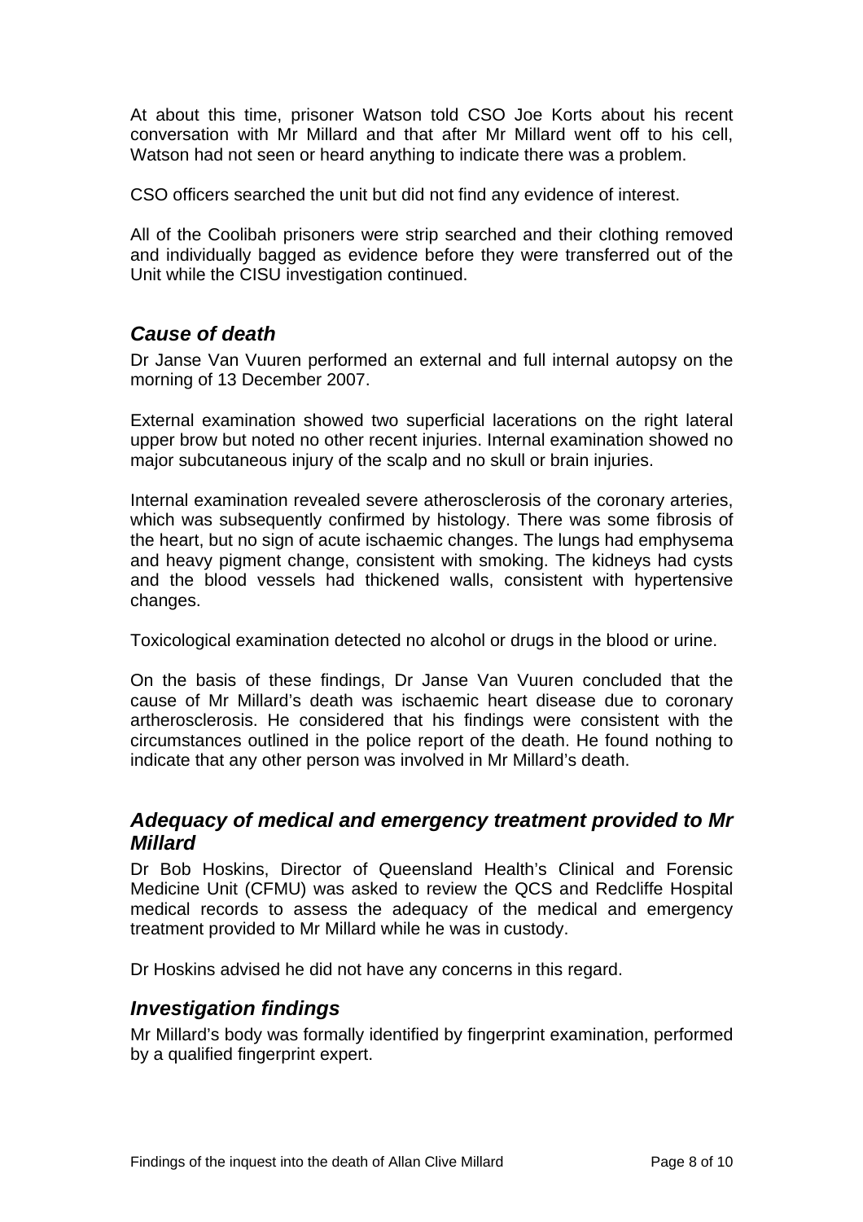At about this time, prisoner Watson told CSO Joe Korts about his recent conversation with Mr Millard and that after Mr Millard went off to his cell, Watson had not seen or heard anything to indicate there was a problem.

CSO officers searched the unit but did not find any evidence of interest.

All of the Coolibah prisoners were strip searched and their clothing removed and individually bagged as evidence before they were transferred out of the Unit while the CISU investigation continued.

## *Cause of death*

Dr Janse Van Vuuren performed an external and full internal autopsy on the morning of 13 December 2007.

External examination showed two superficial lacerations on the right lateral upper brow but noted no other recent injuries. Internal examination showed no major subcutaneous injury of the scalp and no skull or brain injuries.

Internal examination revealed severe atherosclerosis of the coronary arteries, which was subsequently confirmed by histology. There was some fibrosis of the heart, but no sign of acute ischaemic changes. The lungs had emphysema and heavy pigment change, consistent with smoking. The kidneys had cysts and the blood vessels had thickened walls, consistent with hypertensive changes.

Toxicological examination detected no alcohol or drugs in the blood or urine.

On the basis of these findings, Dr Janse Van Vuuren concluded that the cause of Mr Millard's death was ischaemic heart disease due to coronary artherosclerosis. He considered that his findings were consistent with the circumstances outlined in the police report of the death. He found nothing to indicate that any other person was involved in Mr Millard's death.

## *Adequacy of medical and emergency treatment provided to Mr Millard*

Dr Bob Hoskins, Director of Queensland Health's Clinical and Forensic Medicine Unit (CFMU) was asked to review the QCS and Redcliffe Hospital medical records to assess the adequacy of the medical and emergency treatment provided to Mr Millard while he was in custody.

Dr Hoskins advised he did not have any concerns in this regard.

## *Investigation findings*

Mr Millard's body was formally identified by fingerprint examination, performed by a qualified fingerprint expert.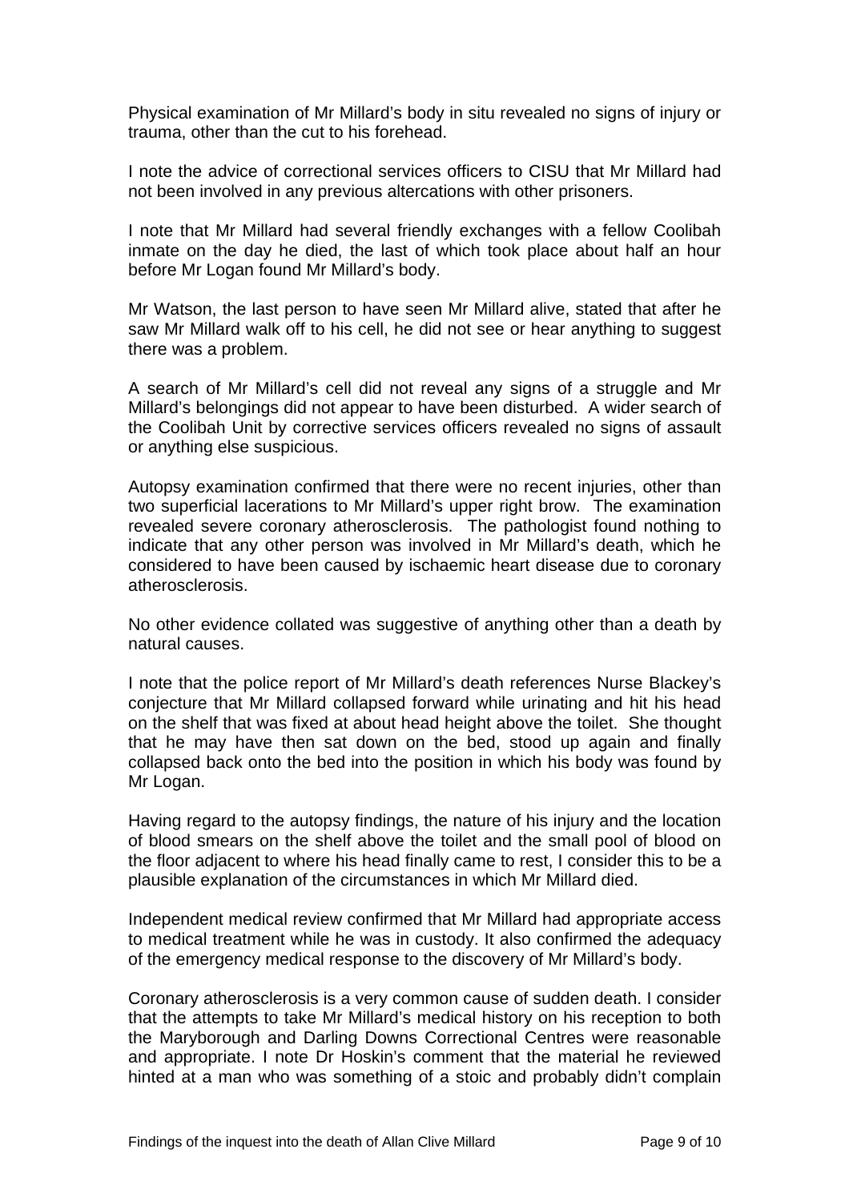Physical examination of Mr Millard's body in situ revealed no signs of injury or trauma, other than the cut to his forehead.

I note the advice of correctional services officers to CISU that Mr Millard had not been involved in any previous altercations with other prisoners.

I note that Mr Millard had several friendly exchanges with a fellow Coolibah inmate on the day he died, the last of which took place about half an hour before Mr Logan found Mr Millard's body.

Mr Watson, the last person to have seen Mr Millard alive, stated that after he saw Mr Millard walk off to his cell, he did not see or hear anything to suggest there was a problem.

A search of Mr Millard's cell did not reveal any signs of a struggle and Mr Millard's belongings did not appear to have been disturbed. A wider search of the Coolibah Unit by corrective services officers revealed no signs of assault or anything else suspicious.

Autopsy examination confirmed that there were no recent injuries, other than two superficial lacerations to Mr Millard's upper right brow. The examination revealed severe coronary atherosclerosis. The pathologist found nothing to indicate that any other person was involved in Mr Millard's death, which he considered to have been caused by ischaemic heart disease due to coronary atherosclerosis.

No other evidence collated was suggestive of anything other than a death by natural causes.

I note that the police report of Mr Millard's death references Nurse Blackey's conjecture that Mr Millard collapsed forward while urinating and hit his head on the shelf that was fixed at about head height above the toilet. She thought that he may have then sat down on the bed, stood up again and finally collapsed back onto the bed into the position in which his body was found by Mr Logan.

Having regard to the autopsy findings, the nature of his injury and the location of blood smears on the shelf above the toilet and the small pool of blood on the floor adjacent to where his head finally came to rest, I consider this to be a plausible explanation of the circumstances in which Mr Millard died.

Independent medical review confirmed that Mr Millard had appropriate access to medical treatment while he was in custody. It also confirmed the adequacy of the emergency medical response to the discovery of Mr Millard's body.

Coronary atherosclerosis is a very common cause of sudden death. I consider that the attempts to take Mr Millard's medical history on his reception to both the Maryborough and Darling Downs Correctional Centres were reasonable and appropriate. I note Dr Hoskin's comment that the material he reviewed hinted at a man who was something of a stoic and probably didn't complain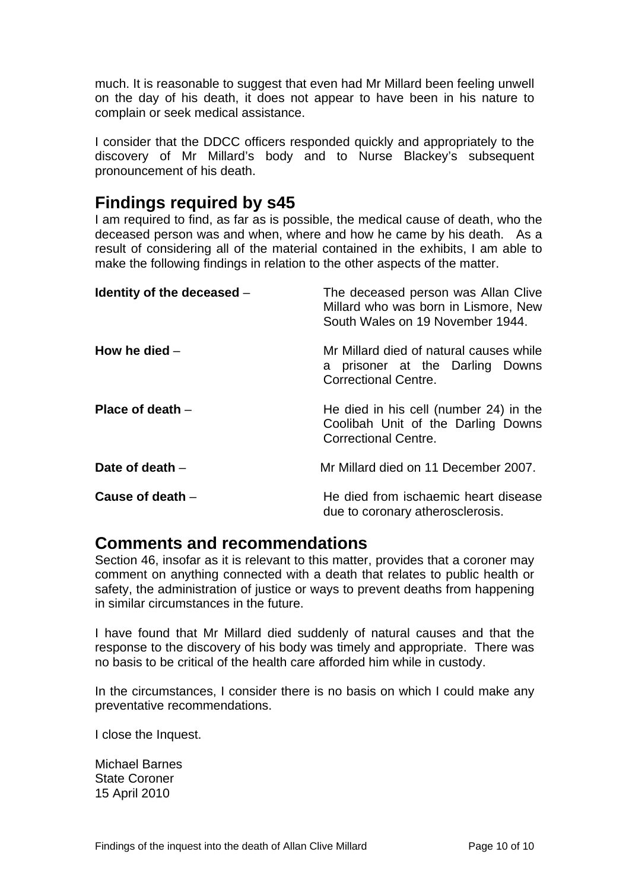much. It is reasonable to suggest that even had Mr Millard been feeling unwell on the day of his death, it does not appear to have been in his nature to complain or seek medical assistance.

I consider that the DDCC officers responded quickly and appropriately to the discovery of Mr Millard's body and to Nurse Blackey's subsequent pronouncement of his death.

## Findings required by s45

I am required to find, as far as is possible, the medical cause of death, who the deceased person was and when, where and how he came by his death. As a result of considering all of the material contained in the exhibits, I am able to make the following findings in relation to the other aspects of the matter.

| | |
|---|---|
| **Identity of the deceased** – | The deceased person was Allan Clive Millard who was born in Lismore, New South Wales on 19 November 1944. |
| **How he died** – | Mr Millard died of natural causes while a prisoner at the Darling Downs Correctional Centre. |
| **Place of death** – | He died in his cell (number 24) in the Coolibah Unit of the Darling Downs Correctional Centre. |
| **Date of death** – | Mr Millard died on 11 December 2007. |
| **Cause of death** – | He died from ischaemic heart disease due to coronary atherosclerosis. |

## Comments and recommendations

Section 46, insofar as it is relevant to this matter, provides that a coroner may comment on anything connected with a death that relates to public health or safety, the administration of justice or ways to prevent deaths from happening in similar circumstances in the future.

I have found that Mr Millard died suddenly of natural causes and that the response to the discovery of his body was timely and appropriate. There was no basis to be critical of the health care afforded him while in custody.

In the circumstances, I consider there is no basis on which I could make any preventative recommendations.

I close the Inquest.

Michael Barnes
State Coroner
15 April 2010